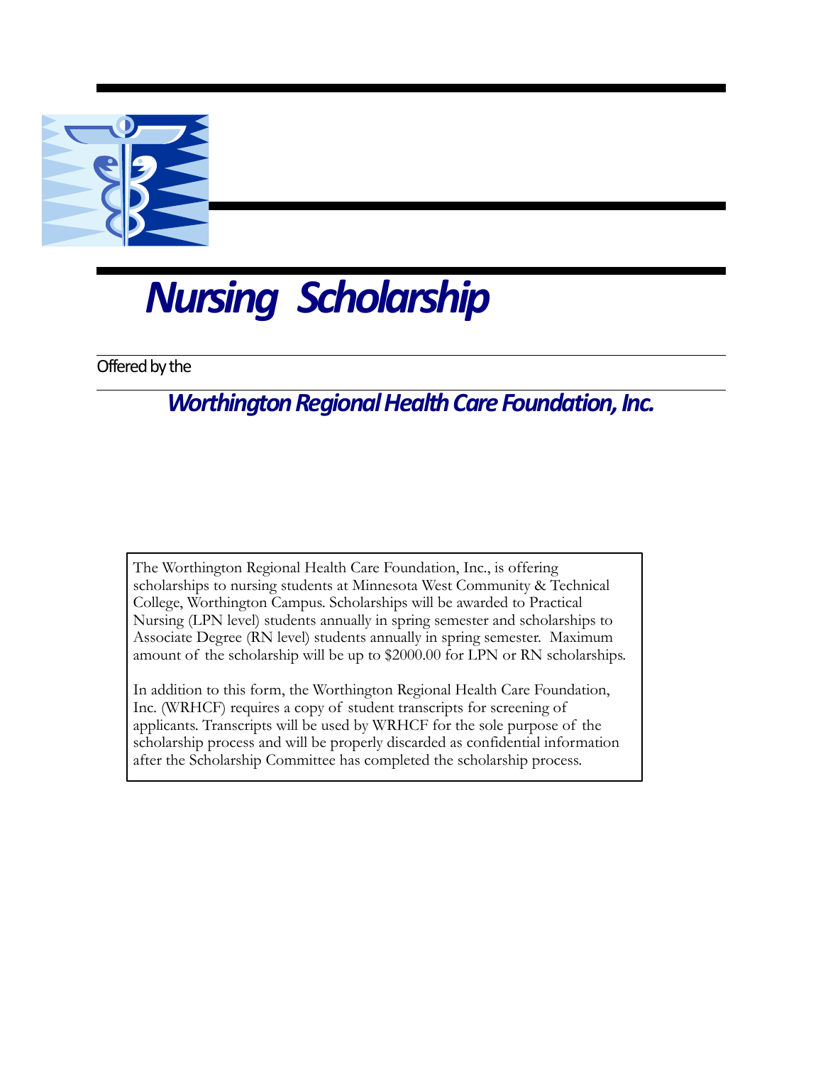# *Nursing Scholarship*

Offered by the

## *Worthington Regional Health Care Foundation, Inc.*

The Worthington Regional Health Care Foundation, Inc., is offering scholarships to nursing students at Minnesota West Community & Technical College, Worthington Campus. Scholarships will be awarded to Practical Nursing (LPN level) students annually in spring semester and scholarships to Associate Degree (RN level) students annually in spring semester. Maximum amount of the scholarship will be up to $2000.00 for LPN or RN scholarships.

In addition to this form, the Worthington Regional Health Care Foundation, Inc. (WRHCF) requires a copy of student transcripts for screening of applicants. Transcripts will be used by WRHCF for the sole purpose of the scholarship process and will be properly discarded as confidential information after the Scholarship Committee has completed the scholarship process.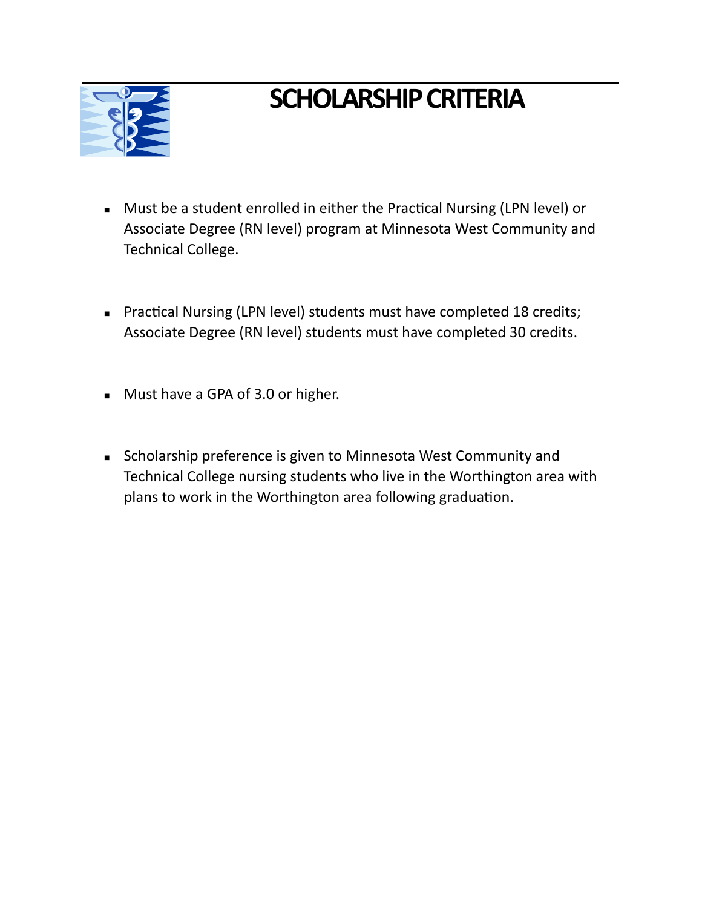# SCHOLARSHIP CRITERIA

- Must be a student enrolled in either the Practical Nursing (LPN level) or Associate Degree (RN level) program at Minnesota West Community and Technical College.

- Practical Nursing (LPN level) students must have completed 18 credits; Associate Degree (RN level) students must have completed 30 credits.

- Must have a GPA of 3.0 or higher.

- Scholarship preference is given to Minnesota West Community and Technical College nursing students who live in the Worthington area with plans to work in the Worthington area following graduation.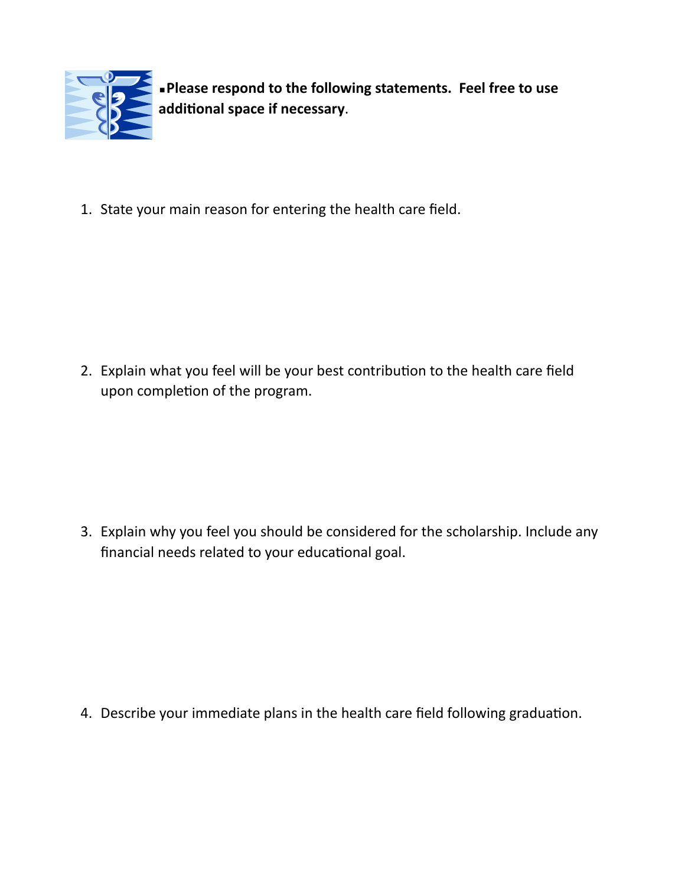▪**Please respond to the following statements. Feel free to use additional space if necessary**.

1. State your main reason for entering the health care field.

2. Explain what you feel will be your best contribution to the health care field upon completion of the program.

3. Explain why you feel you should be considered for the scholarship. Include any financial needs related to your educational goal.

4. Describe your immediate plans in the health care field following graduation.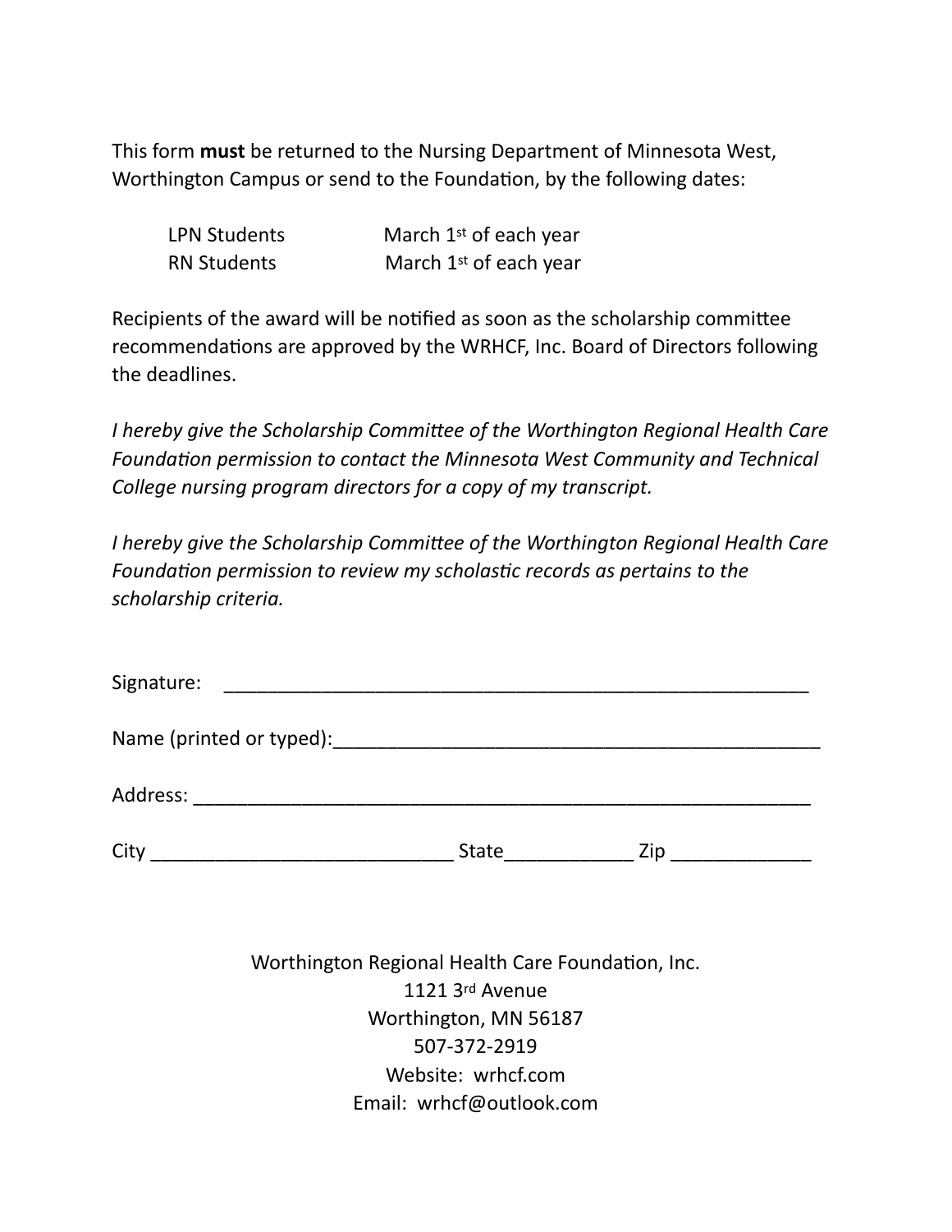This form **must** be returned to the Nursing Department of Minnesota West, Worthington Campus or send to the Foundation, by the following dates:

| | |
|---|---|
| LPN Students | March 1st of each year |
| RN Students | March 1st of each year |

Recipients of the award will be notified as soon as the scholarship committee recommendations are approved by the WRHCF, Inc. Board of Directors following the deadlines.

*I hereby give the Scholarship Committee of the Worthington Regional Health Care Foundation permission to contact the Minnesota West Community and Technical College nursing program directors for a copy of my transcript.*

*I hereby give the Scholarship Committee of the Worthington Regional Health Care Foundation permission to review my scholastic records as pertains to the scholarship criteria.*

Signature: ________________________________________________________

Name (printed or typed):_______________________________________________

Address: _________________________________________________________

City ___________________________ State___________ Zip ____________

Worthington Regional Health Care Foundation, Inc.
1121 3rd Avenue
Worthington, MN 56187
507-372-2919
Website: wrhcf.com
Email: wrhcf@outlook.com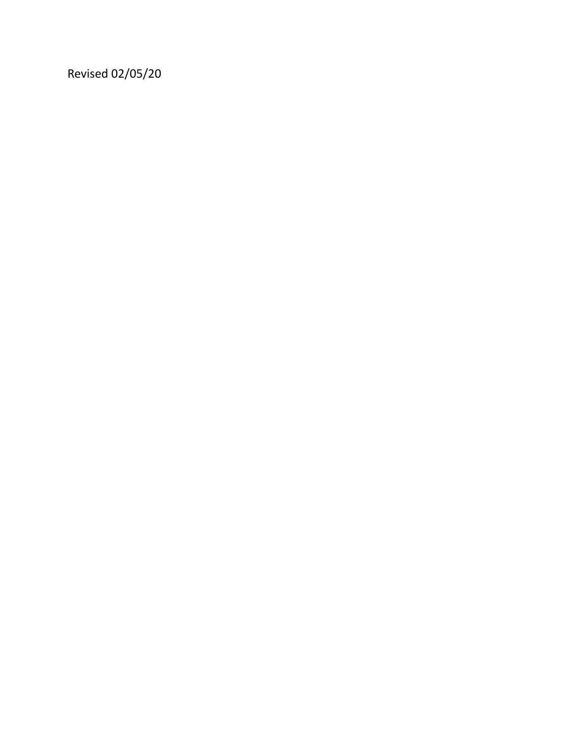Revised 02/05/20